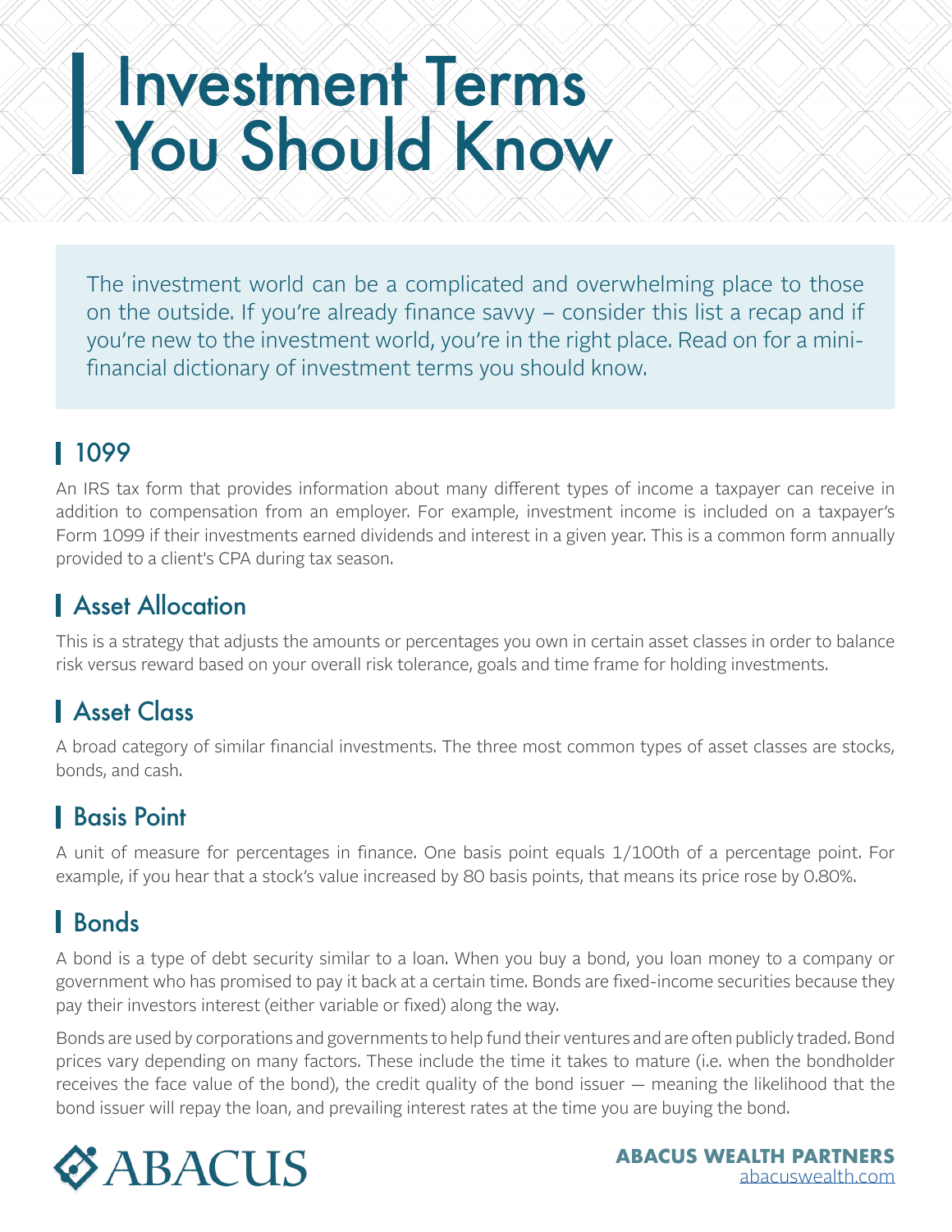# Investment Terms You Should Know

The investment world can be a complicated and overwhelming place to those on the outside. If you're already finance savvy – consider this list a recap and if you're new to the investment world, you're in the right place. Read on for a mini-financial dictionary of investment terms you should know.

## 1099

An IRS tax form that provides information about many different types of income a taxpayer can receive in addition to compensation from an employer. For example, investment income is included on a taxpayer's Form 1099 if their investments earned dividends and interest in a given year. This is a common form annually provided to a client's CPA during tax season.

## Asset Allocation

This is a strategy that adjusts the amounts or percentages you own in certain asset classes in order to balance risk versus reward based on your overall risk tolerance, goals and time frame for holding investments.

## Asset Class

A broad category of similar financial investments. The three most common types of asset classes are stocks, bonds, and cash.

## Basis Point

A unit of measure for percentages in finance. One basis point equals 1/100th of a percentage point. For example, if you hear that a stock's value increased by 80 basis points, that means its price rose by 0.80%.

## Bonds

A bond is a type of debt security similar to a loan. When you buy a bond, you loan money to a company or government who has promised to pay it back at a certain time. Bonds are fixed-income securities because they pay their investors interest (either variable or fixed) along the way.

Bonds are used by corporations and governments to help fund their ventures and are often publicly traded. Bond prices vary depending on many factors. These include the time it takes to mature (i.e. when the bondholder receives the face value of the bond), the credit quality of the bond issuer — meaning the likelihood that the bond issuer will repay the loan, and prevailing interest rates at the time you are buying the bond.

ABACUS

**ABACUS WEALTH PARTNERS**
abacuswealth.com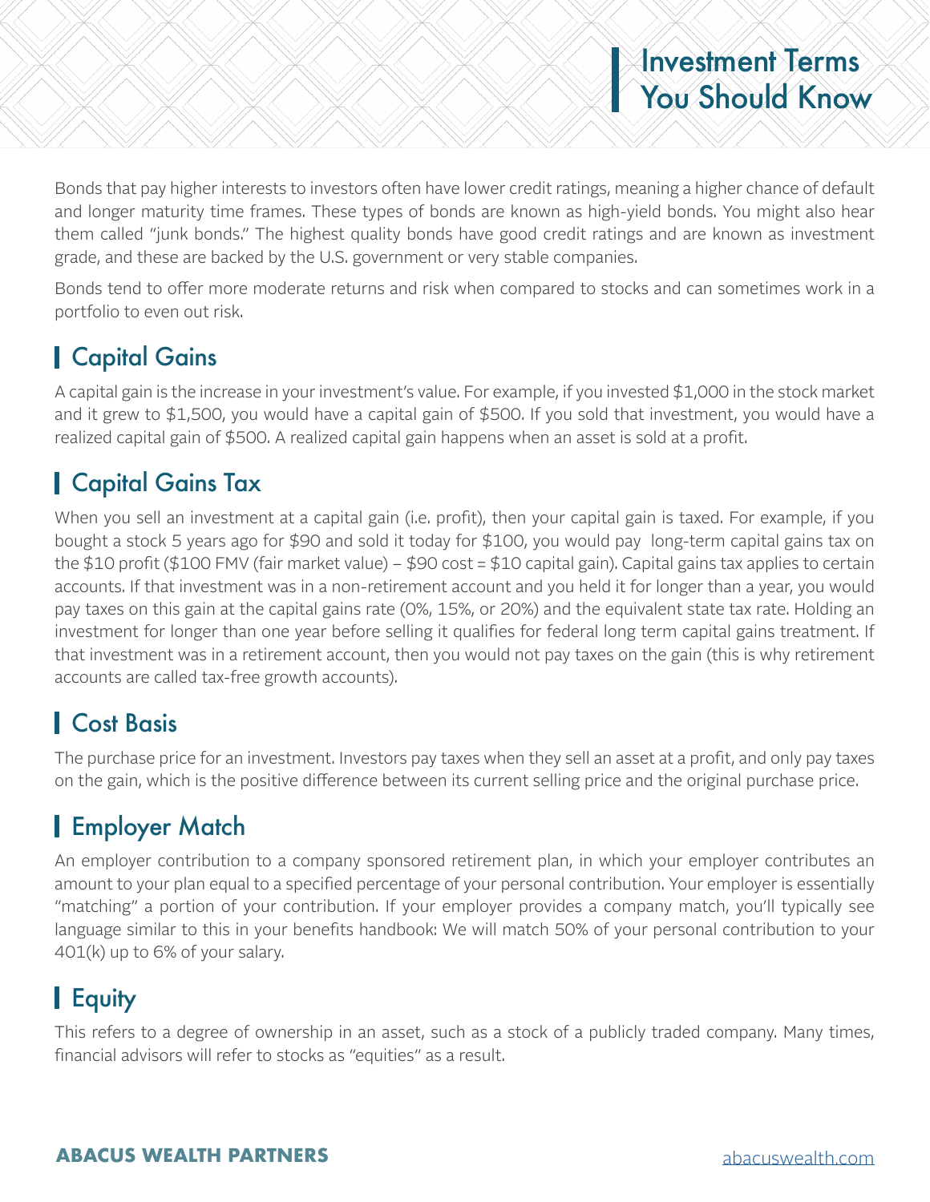Bonds that pay higher interests to investors often have lower credit ratings, meaning a higher chance of default and longer maturity time frames. These types of bonds are known as high-yield bonds. You might also hear them called "junk bonds." The highest quality bonds have good credit ratings and are known as investment grade, and these are backed by the U.S. government or very stable companies.

Bonds tend to offer more moderate returns and risk when compared to stocks and can sometimes work in a portfolio to even out risk.

## Capital Gains

A capital gain is the increase in your investment's value. For example, if you invested $1,000 in the stock market and it grew to $1,500, you would have a capital gain of $500. If you sold that investment, you would have a realized capital gain of $500. A realized capital gain happens when an asset is sold at a profit.

## Capital Gains Tax

When you sell an investment at a capital gain (i.e. profit), then your capital gain is taxed. For example, if you bought a stock 5 years ago for $90 and sold it today for $100, you would pay long-term capital gains tax on the $10 profit ($100 FMV (fair market value) – $90 cost = $10 capital gain). Capital gains tax applies to certain accounts. If that investment was in a non-retirement account and you held it for longer than a year, you would pay taxes on this gain at the capital gains rate (0%, 15%, or 20%) and the equivalent state tax rate. Holding an investment for longer than one year before selling it qualifies for federal long term capital gains treatment. If that investment was in a retirement account, then you would not pay taxes on the gain (this is why retirement accounts are called tax-free growth accounts).

## Cost Basis

The purchase price for an investment. Investors pay taxes when they sell an asset at a profit, and only pay taxes on the gain, which is the positive difference between its current selling price and the original purchase price.

## Employer Match

An employer contribution to a company sponsored retirement plan, in which your employer contributes an amount to your plan equal to a specified percentage of your personal contribution. Your employer is essentially "matching" a portion of your contribution. If your employer provides a company match, you'll typically see language similar to this in your benefits handbook: We will match 50% of your personal contribution to your 401(k) up to 6% of your salary.

## Equity

This refers to a degree of ownership in an asset, such as a stock of a publicly traded company. Many times, financial advisors will refer to stocks as "equities" as a result.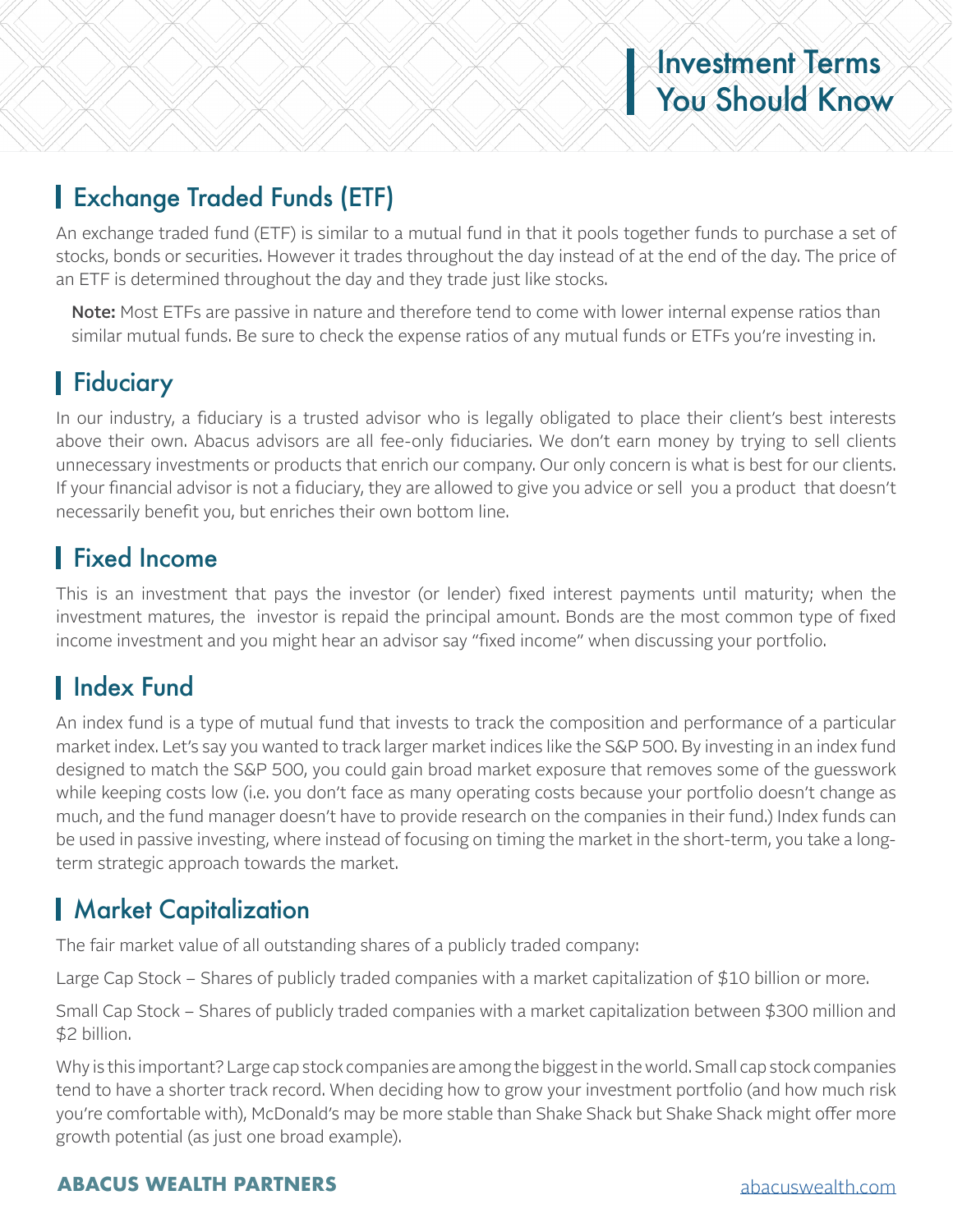# Investment Terms You Should Know

## Exchange Traded Funds (ETF)

An exchange traded fund (ETF) is similar to a mutual fund in that it pools together funds to purchase a set of stocks, bonds or securities. However it trades throughout the day instead of at the end of the day. The price of an ETF is determined throughout the day and they trade just like stocks.

**Note:** Most ETFs are passive in nature and therefore tend to come with lower internal expense ratios than similar mutual funds. Be sure to check the expense ratios of any mutual funds or ETFs you're investing in.

## Fiduciary

In our industry, a fiduciary is a trusted advisor who is legally obligated to place their client's best interests above their own. Abacus advisors are all fee-only fiduciaries. We don't earn money by trying to sell clients unnecessary investments or products that enrich our company. Our only concern is what is best for our clients. If your financial advisor is not a fiduciary, they are allowed to give you advice or sell you a product that doesn't necessarily benefit you, but enriches their own bottom line.

## Fixed Income

This is an investment that pays the investor (or lender) fixed interest payments until maturity; when the investment matures, the investor is repaid the principal amount. Bonds are the most common type of fixed income investment and you might hear an advisor say "fixed income" when discussing your portfolio.

## Index Fund

An index fund is a type of mutual fund that invests to track the composition and performance of a particular market index. Let's say you wanted to track larger market indices like the S&P 500. By investing in an index fund designed to match the S&P 500, you could gain broad market exposure that removes some of the guesswork while keeping costs low (i.e. you don't face as many operating costs because your portfolio doesn't change as much, and the fund manager doesn't have to provide research on the companies in their fund.) Index funds can be used in passive investing, where instead of focusing on timing the market in the short-term, you take a long-term strategic approach towards the market.

## Market Capitalization

The fair market value of all outstanding shares of a publicly traded company:

Large Cap Stock – Shares of publicly traded companies with a market capitalization of $10 billion or more.

Small Cap Stock – Shares of publicly traded companies with a market capitalization between $300 million and $2 billion.

Why is this important? Large cap stock companies are among the biggest in the world. Small cap stock companies tend to have a shorter track record. When deciding how to grow your investment portfolio (and how much risk you're comfortable with), McDonald's may be more stable than Shake Shack but Shake Shack might offer more growth potential (as just one broad example).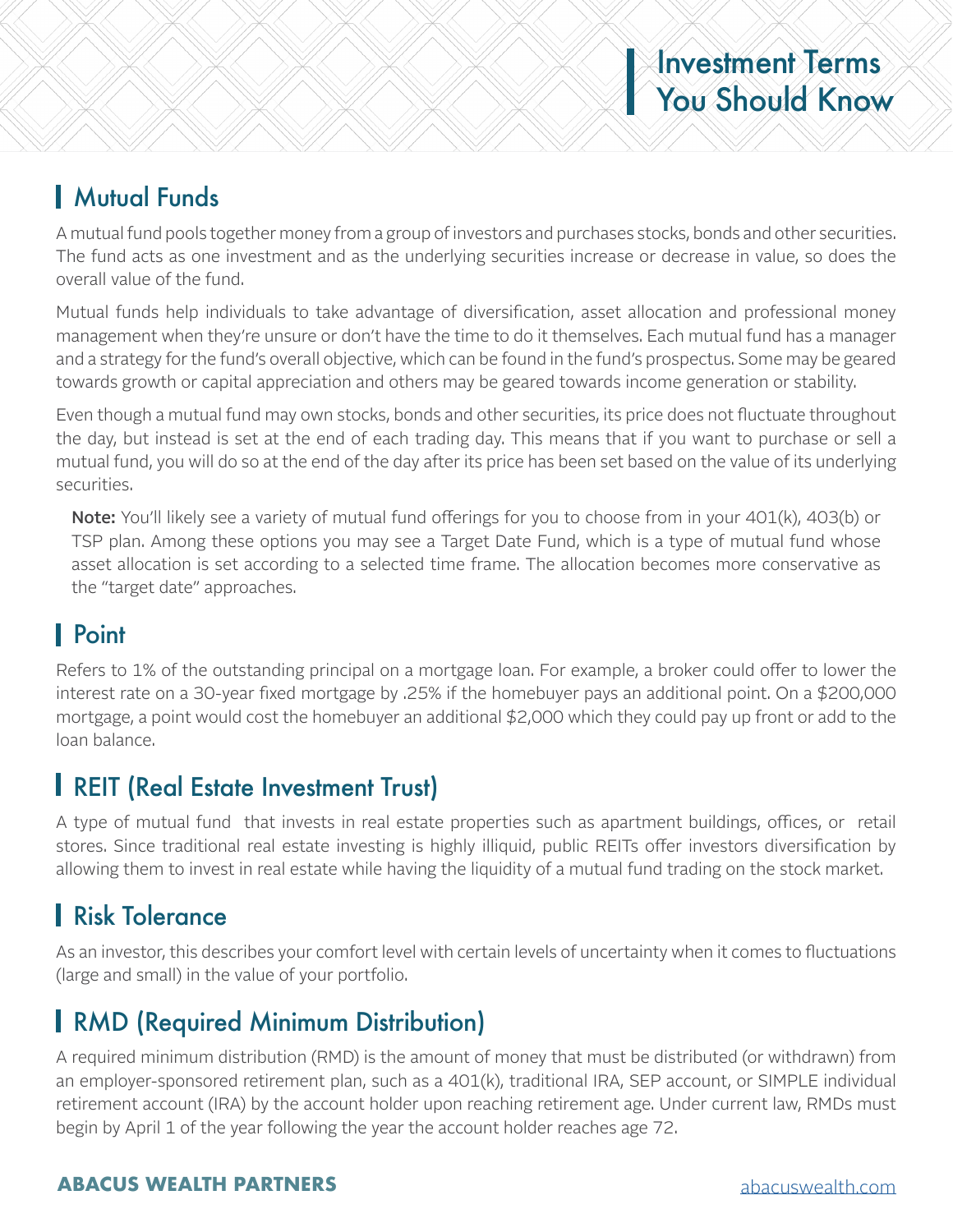# Investment Terms You Should Know

## Mutual Funds

A mutual fund pools together money from a group of investors and purchases stocks, bonds and other securities. The fund acts as one investment and as the underlying securities increase or decrease in value, so does the overall value of the fund.

Mutual funds help individuals to take advantage of diversification, asset allocation and professional money management when they're unsure or don't have the time to do it themselves. Each mutual fund has a manager and a strategy for the fund's overall objective, which can be found in the fund's prospectus. Some may be geared towards growth or capital appreciation and others may be geared towards income generation or stability.

Even though a mutual fund may own stocks, bonds and other securities, its price does not fluctuate throughout the day, but instead is set at the end of each trading day. This means that if you want to purchase or sell a mutual fund, you will do so at the end of the day after its price has been set based on the value of its underlying securities.

> **Note:** You'll likely see a variety of mutual fund offerings for you to choose from in your 401(k), 403(b) or TSP plan. Among these options you may see a Target Date Fund, which is a type of mutual fund whose asset allocation is set according to a selected time frame. The allocation becomes more conservative as the "target date" approaches.

## Point

Refers to 1% of the outstanding principal on a mortgage loan. For example, a broker could offer to lower the interest rate on a 30-year fixed mortgage by .25% if the homebuyer pays an additional point. On a $200,000 mortgage, a point would cost the homebuyer an additional $2,000 which they could pay up front or add to the loan balance.

## REIT (Real Estate Investment Trust)

A type of mutual fund that invests in real estate properties such as apartment buildings, offices, or retail stores. Since traditional real estate investing is highly illiquid, public REITs offer investors diversification by allowing them to invest in real estate while having the liquidity of a mutual fund trading on the stock market.

## Risk Tolerance

As an investor, this describes your comfort level with certain levels of uncertainty when it comes to fluctuations (large and small) in the value of your portfolio.

## RMD (Required Minimum Distribution)

A required minimum distribution (RMD) is the amount of money that must be distributed (or withdrawn) from an employer-sponsored retirement plan, such as a 401(k), traditional IRA, SEP account, or SIMPLE individual retirement account (IRA) by the account holder upon reaching retirement age. Under current law, RMDs must begin by April 1 of the year following the year the account holder reaches age 72.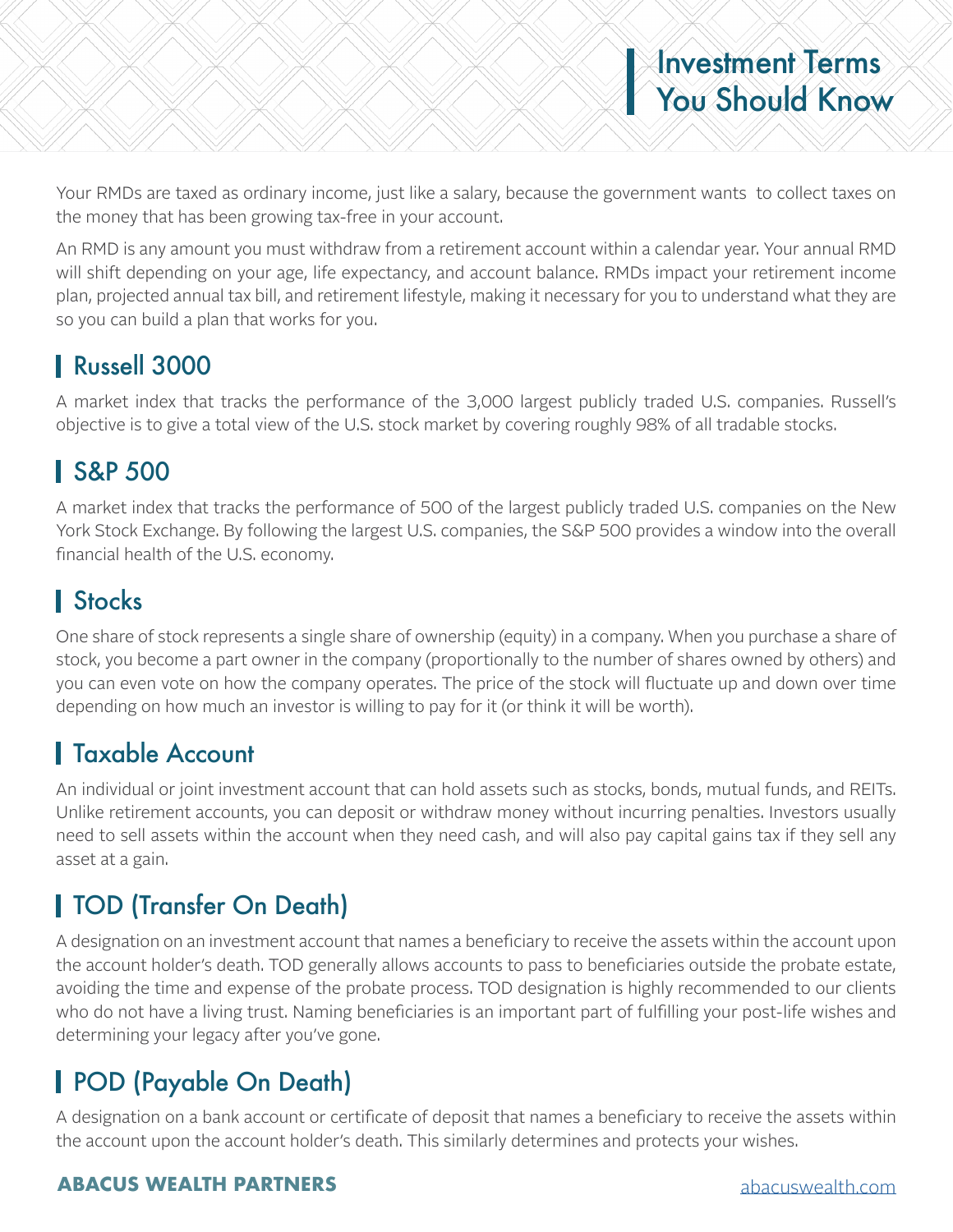Your RMDs are taxed as ordinary income, just like a salary, because the government wants to collect taxes on the money that has been growing tax-free in your account.

An RMD is any amount you must withdraw from a retirement account within a calendar year. Your annual RMD will shift depending on your age, life expectancy, and account balance. RMDs impact your retirement income plan, projected annual tax bill, and retirement lifestyle, making it necessary for you to understand what they are so you can build a plan that works for you.

## Russell 3000

A market index that tracks the performance of the 3,000 largest publicly traded U.S. companies. Russell's objective is to give a total view of the U.S. stock market by covering roughly 98% of all tradable stocks.

## S&P 500

A market index that tracks the performance of 500 of the largest publicly traded U.S. companies on the New York Stock Exchange. By following the largest U.S. companies, the S&P 500 provides a window into the overall financial health of the U.S. economy.

## Stocks

One share of stock represents a single share of ownership (equity) in a company. When you purchase a share of stock, you become a part owner in the company (proportionally to the number of shares owned by others) and you can even vote on how the company operates. The price of the stock will fluctuate up and down over time depending on how much an investor is willing to pay for it (or think it will be worth).

## Taxable Account

An individual or joint investment account that can hold assets such as stocks, bonds, mutual funds, and REITs. Unlike retirement accounts, you can deposit or withdraw money without incurring penalties. Investors usually need to sell assets within the account when they need cash, and will also pay capital gains tax if they sell any asset at a gain.

## TOD (Transfer On Death)

A designation on an investment account that names a beneficiary to receive the assets within the account upon the account holder's death. TOD generally allows accounts to pass to beneficiaries outside the probate estate, avoiding the time and expense of the probate process. TOD designation is highly recommended to our clients who do not have a living trust. Naming beneficiaries is an important part of fulfilling your post-life wishes and determining your legacy after you've gone.

## POD (Payable On Death)

A designation on a bank account or certificate of deposit that names a beneficiary to receive the assets within the account upon the account holder's death. This similarly determines and protects your wishes.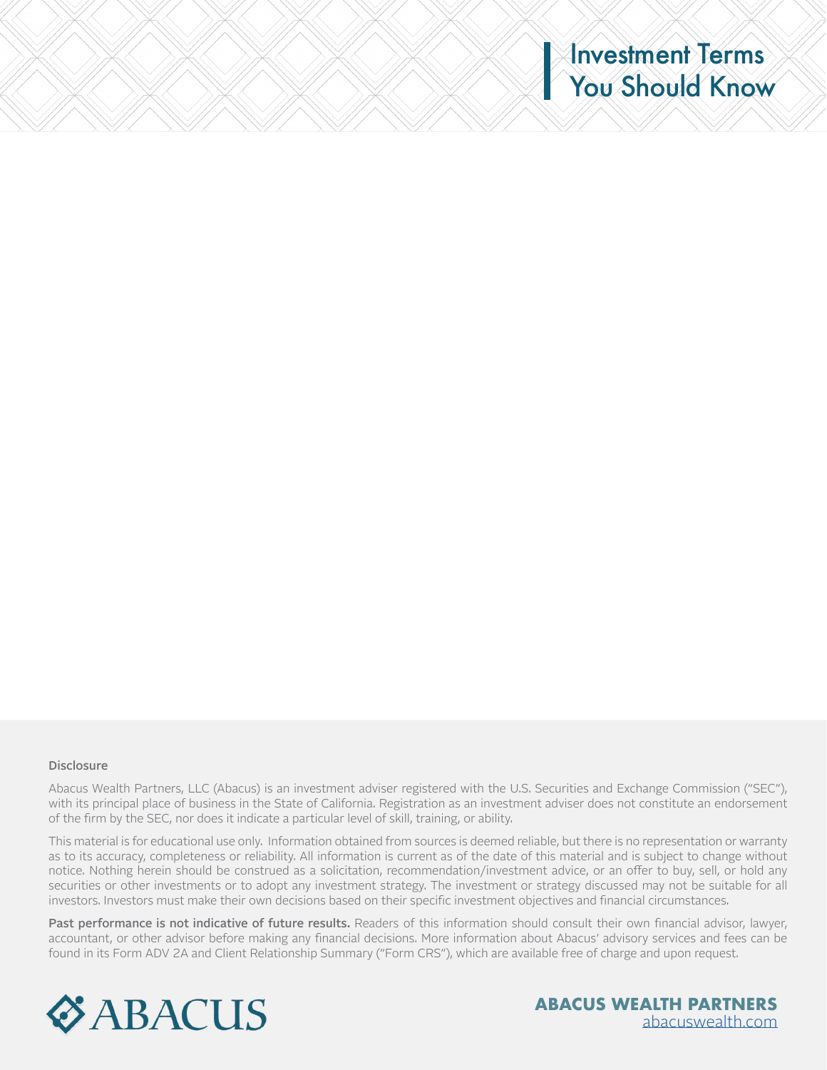# Investment Terms You Should Know

**Disclosure**

Abacus Wealth Partners, LLC (Abacus) is an investment adviser registered with the U.S. Securities and Exchange Commission ("SEC"), with its principal place of business in the State of California. Registration as an investment adviser does not constitute an endorsement of the firm by the SEC, nor does it indicate a particular level of skill, training, or ability.

This material is for educational use only. Information obtained from sources is deemed reliable, but there is no representation or warranty as to its accuracy, completeness or reliability. All information is current as of the date of this material and is subject to change without notice. Nothing herein should be construed as a solicitation, recommendation/investment advice, or an offer to buy, sell, or hold any securities or other investments or to adopt any investment strategy. The investment or strategy discussed may not be suitable for all investors. Investors must make their own decisions based on their specific investment objectives and financial circumstances.

**Past performance is not indicative of future results.** Readers of this information should consult their own financial advisor, lawyer, accountant, or other advisor before making any financial decisions. More information about Abacus' advisory services and fees can be found in its Form ADV 2A and Client Relationship Summary ("Form CRS"), which are available free of charge and upon request.

ABACUS

**ABACUS WEALTH PARTNERS**
abacuswealth.com